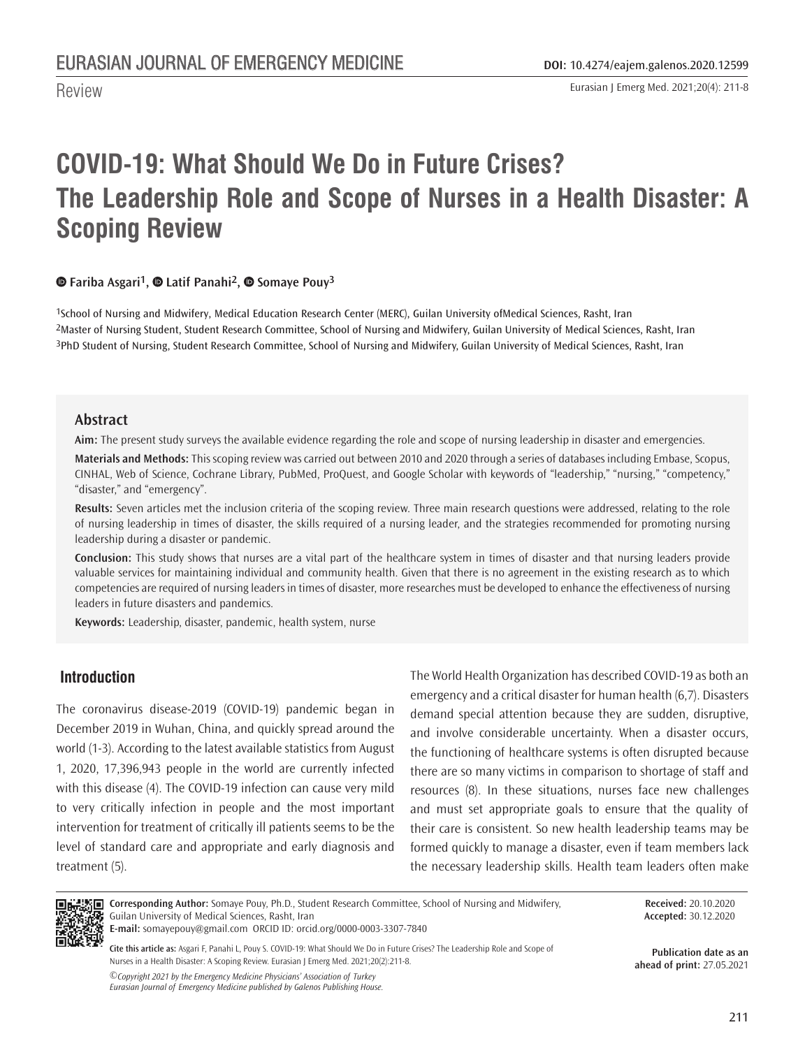Review

# COVID-19: What Should We Do in Future Crises? The Leadership Role and Scope of Nurses in a Health Disaster: A Scoping Review

**Fariba Asgari[1], Latif Panahi[2], Somaye Pouy[3]**

[1]School of Nursing and Midwifery, Medical Education Research Center (MERC), Guilan University ofMedical Sciences, Rasht, Iran
[2]Master of Nursing Student, Student Research Committee, School of Nursing and Midwifery, Guilan University of Medical Sciences, Rasht, Iran
[3]PhD Student of Nursing, Student Research Committee, School of Nursing and Midwifery, Guilan University of Medical Sciences, Rasht, Iran

## Abstract

**Aim:** The present study surveys the available evidence regarding the role and scope of nursing leadership in disaster and emergencies.

**Materials and Methods:** This scoping review was carried out between 2010 and 2020 through a series of databases including Embase, Scopus, CINHAL, Web of Science, Cochrane Library, PubMed, ProQuest, and Google Scholar with keywords of "leadership," "nursing," "competency," "disaster," and "emergency".

**Results:** Seven articles met the inclusion criteria of the scoping review. Three main research questions were addressed, relating to the role of nursing leadership in times of disaster, the skills required of a nursing leader, and the strategies recommended for promoting nursing leadership during a disaster or pandemic.

**Conclusion:** This study shows that nurses are a vital part of the healthcare system in times of disaster and that nursing leaders provide valuable services for maintaining individual and community health. Given that there is no agreement in the existing research as to which competencies are required of nursing leaders in times of disaster, more researches must be developed to enhance the effectiveness of nursing leaders in future disasters and pandemics.

**Keywords:** Leadership, disaster, pandemic, health system, nurse

## Introduction

The coronavirus disease-2019 (COVID-19) pandemic began in December 2019 in Wuhan, China, and quickly spread around the world (1-3). According to the latest available statistics from August 1, 2020, 17,396,943 people in the world are currently infected with this disease (4). The COVID-19 infection can cause very mild to very critically infection in people and the most important intervention for treatment of critically ill patients seems to be the level of standard care and appropriate and early diagnosis and treatment (5).

The World Health Organization has described COVID-19 as both an emergency and a critical disaster for human health (6,7). Disasters demand special attention because they are sudden, disruptive, and involve considerable uncertainty. When a disaster occurs, the functioning of healthcare systems is often disrupted because there are so many victims in comparison to shortage of staff and resources (8). In these situations, nurses face new challenges and must set appropriate goals to ensure that the quality of their care is consistent. So new health leadership teams may be formed quickly to manage a disaster, even if team members lack the necessary leadership skills. Health team leaders often make

**Corresponding Author:** Somaye Pouy, Ph.D., Student Research Committee, School of Nursing and Midwifery, Guilan University of Medical Sciences, Rasht, Iran
**E-mail:** somayepouy@gmail.com ORCID ID: orcid.org/0000-0003-3307-7840

**Received:** 20.10.2020
**Accepted:** 30.12.2020

**Cite this article as:** Asgari F, Panahi L, Pouy S. COVID-19: What Should We Do in Future Crises? The Leadership Role and Scope of Nurses in a Health Disaster: A Scoping Review. Eurasian J Emerg Med. 2021;20(2):211-8.

**Publication date as an ahead of print:** 27.05.2021

*©Copyright 2021 by the Emergency Medicine Physicians' Association of Turkey*
*Eurasian Journal of Emergency Medicine published by Galenos Publishing House.*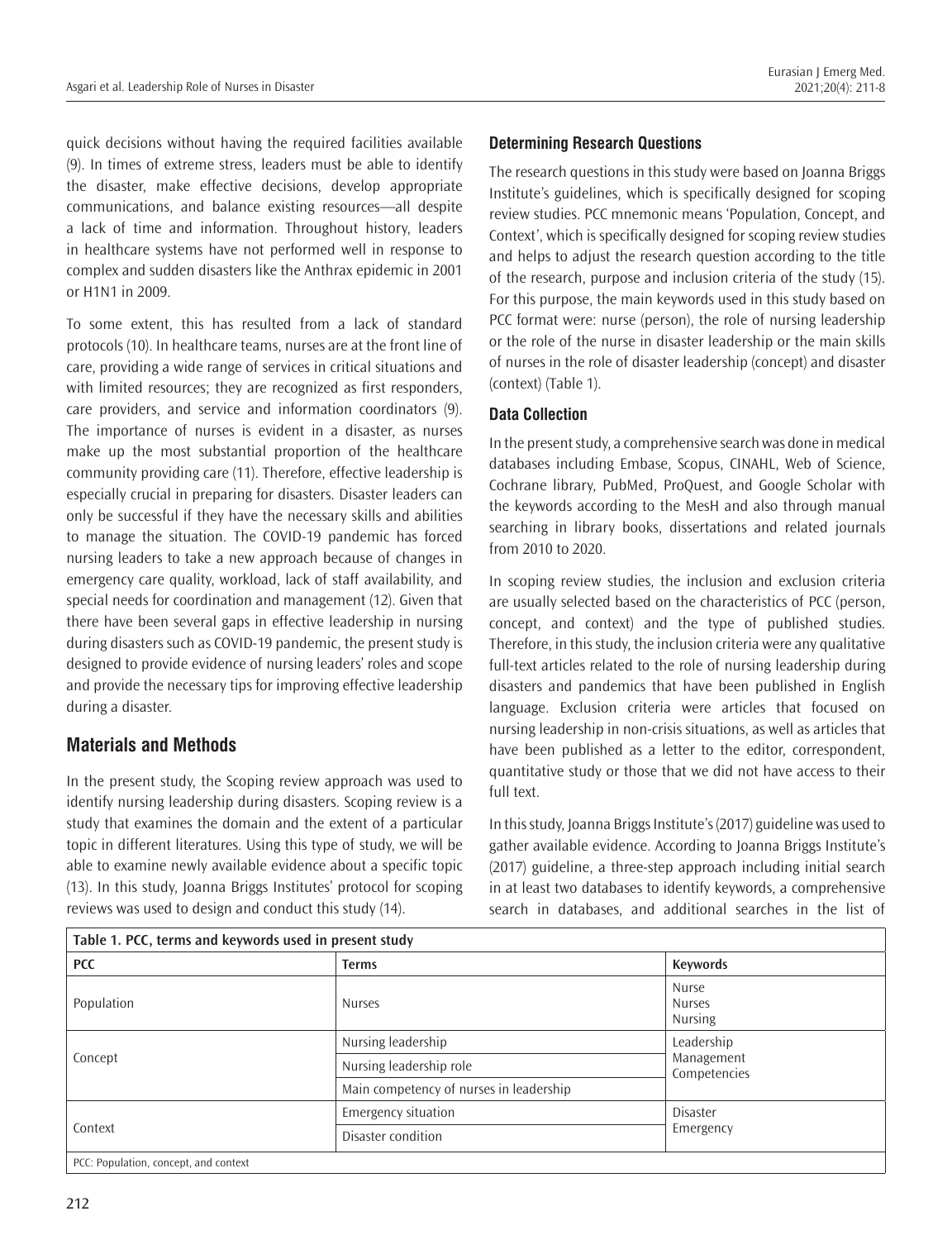quick decisions without having the required facilities available (9). In times of extreme stress, leaders must be able to identify the disaster, make effective decisions, develop appropriate communications, and balance existing resources—all despite a lack of time and information. Throughout history, leaders in healthcare systems have not performed well in response to complex and sudden disasters like the Anthrax epidemic in 2001 or H1N1 in 2009.

To some extent, this has resulted from a lack of standard protocols (10). In healthcare teams, nurses are at the front line of care, providing a wide range of services in critical situations and with limited resources; they are recognized as first responders, care providers, and service and information coordinators (9). The importance of nurses is evident in a disaster, as nurses make up the most substantial proportion of the healthcare community providing care (11). Therefore, effective leadership is especially crucial in preparing for disasters. Disaster leaders can only be successful if they have the necessary skills and abilities to manage the situation. The COVID-19 pandemic has forced nursing leaders to take a new approach because of changes in emergency care quality, workload, lack of staff availability, and special needs for coordination and management (12). Given that there have been several gaps in effective leadership in nursing during disasters such as COVID-19 pandemic, the present study is designed to provide evidence of nursing leaders' roles and scope and provide the necessary tips for improving effective leadership during a disaster.

## Materials and Methods

In the present study, the Scoping review approach was used to identify nursing leadership during disasters. Scoping review is a study that examines the domain and the extent of a particular topic in different literatures. Using this type of study, we will be able to examine newly available evidence about a specific topic (13). In this study, Joanna Briggs Institutes' protocol for scoping reviews was used to design and conduct this study (14).

### Determining Research Questions

The research questions in this study were based on Joanna Briggs Institute's guidelines, which is specifically designed for scoping review studies. PCC mnemonic means 'Population, Concept, and Context', which is specifically designed for scoping review studies and helps to adjust the research question according to the title of the research, purpose and inclusion criteria of the study (15). For this purpose, the main keywords used in this study based on PCC format were: nurse (person), the role of nursing leadership or the role of the nurse in disaster leadership or the main skills of nurses in the role of disaster leadership (concept) and disaster (context) (Table 1).

### Data Collection

In the present study, a comprehensive search was done in medical databases including Embase, Scopus, CINAHL, Web of Science, Cochrane library, PubMed, ProQuest, and Google Scholar with the keywords according to the MesH and also through manual searching in library books, dissertations and related journals from 2010 to 2020.

In scoping review studies, the inclusion and exclusion criteria are usually selected based on the characteristics of PCC (person, concept, and context) and the type of published studies. Therefore, in this study, the inclusion criteria were any qualitative full-text articles related to the role of nursing leadership during disasters and pandemics that have been published in English language. Exclusion criteria were articles that focused on nursing leadership in non-crisis situations, as well as articles that have been published as a letter to the editor, correspondent, quantitative study or those that we did not have access to their full text.

In this study, Joanna Briggs Institute's (2017) guideline was used to gather available evidence. According to Joanna Briggs Institute's (2017) guideline, a three-step approach including initial search in at least two databases to identify keywords, a comprehensive search in databases, and additional searches in the list of

**Table 1. PCC, terms and keywords used in present study**

| PCC | Terms | Keywords |
|---|---|---|
| Population | Nurses | Nurse<br>Nurses<br>Nursing |
| Concept | Nursing leadership | Leadership<br>Management<br>Competencies |
| | Nursing leadership role | |
| | Main competency of nurses in leadership | |
| Context | Emergency situation | Disaster<br>Emergency |
| | Disaster condition | |

PCC: Population, concept, and context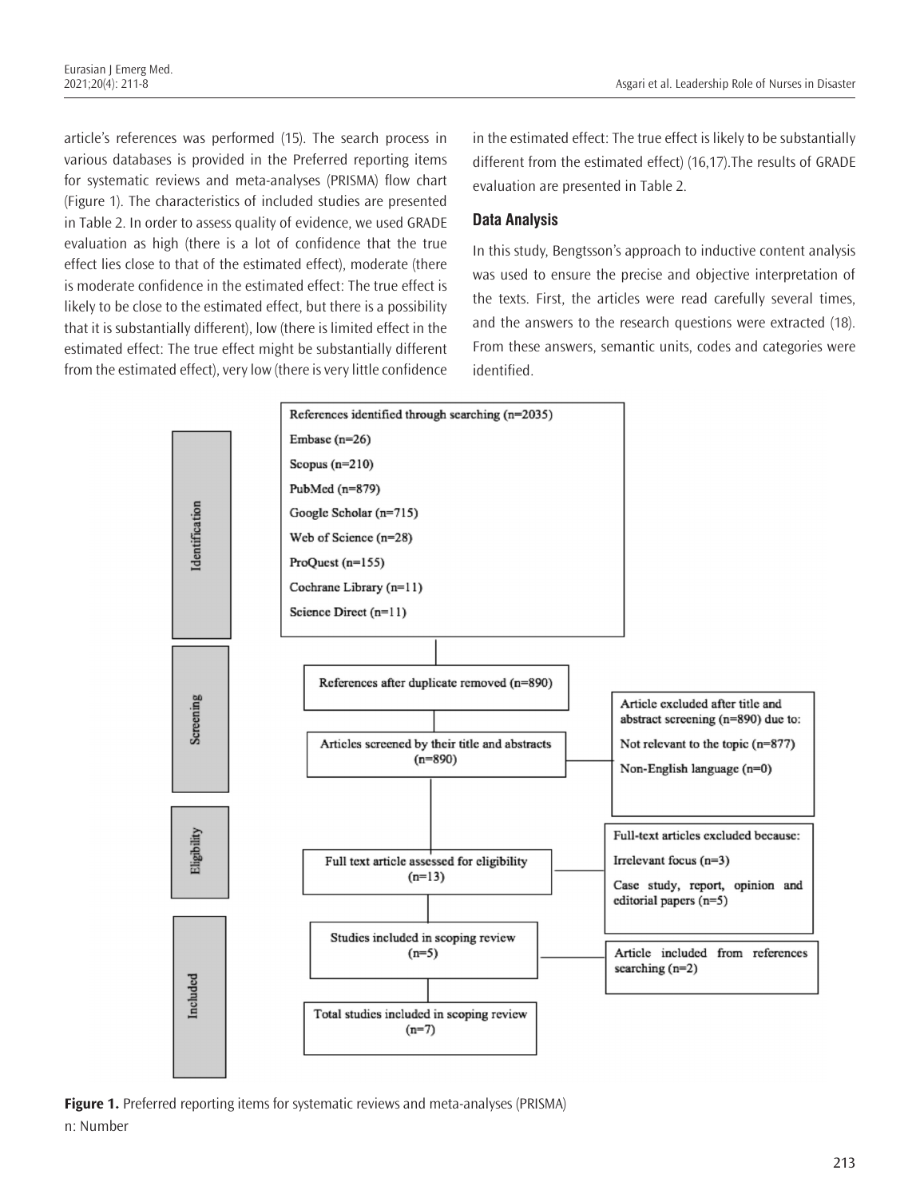article's references was performed (15). The search process in various databases is provided in the Preferred reporting items for systematic reviews and meta-analyses (PRISMA) flow chart (Figure 1). The characteristics of included studies are presented in Table 2. In order to assess quality of evidence, we used GRADE evaluation as high (there is a lot of confidence that the true effect lies close to that of the estimated effect), moderate (there is moderate confidence in the estimated effect: The true effect is likely to be close to the estimated effect, but there is a possibility that it is substantially different), low (there is limited effect in the estimated effect: The true effect might be substantially different from the estimated effect), very low (there is very little confidence in the estimated effect: The true effect is likely to be substantially different from the estimated effect) (16,17). The results of GRADE evaluation are presented in Table 2.

### Data Analysis

In this study, Bengtsson's approach to inductive content analysis was used to ensure the precise and objective interpretation of the texts. First, the articles were read carefully several times, and the answers to the research questions were extracted (18). From these answers, semantic units, codes and categories were identified.

**Identification**

References identified through searching (n=2035)
- Embase (n=26)
- Scopus (n=210)
- PubMed (n=879)
- Google Scholar (n=715)
- Web of Science (n=28)
- ProQuest (n=155)
- Cochrane Library (n=11)
- Science Direct (n=11)

**Screening**

References after duplicate removed (n=890)

Articles screened by their title and abstracts (n=890)

Article excluded after title and abstract screening (n=890) due to:
- Not relevant to the topic (n=877)
- Non-English language (n=0)

**Eligibility**

Full text article assessed for eligibility (n=13)

Full-text articles excluded because:
- Irrelevant focus (n=3)
- Case study, report, opinion and editorial papers (n=5)

**Included**

Studies included in scoping review (n=5)

Article included from references searching (n=2)

Total studies included in scoping review (n=7)

**Figure 1.** Preferred reporting items for systematic reviews and meta-analyses (PRISMA)
n: Number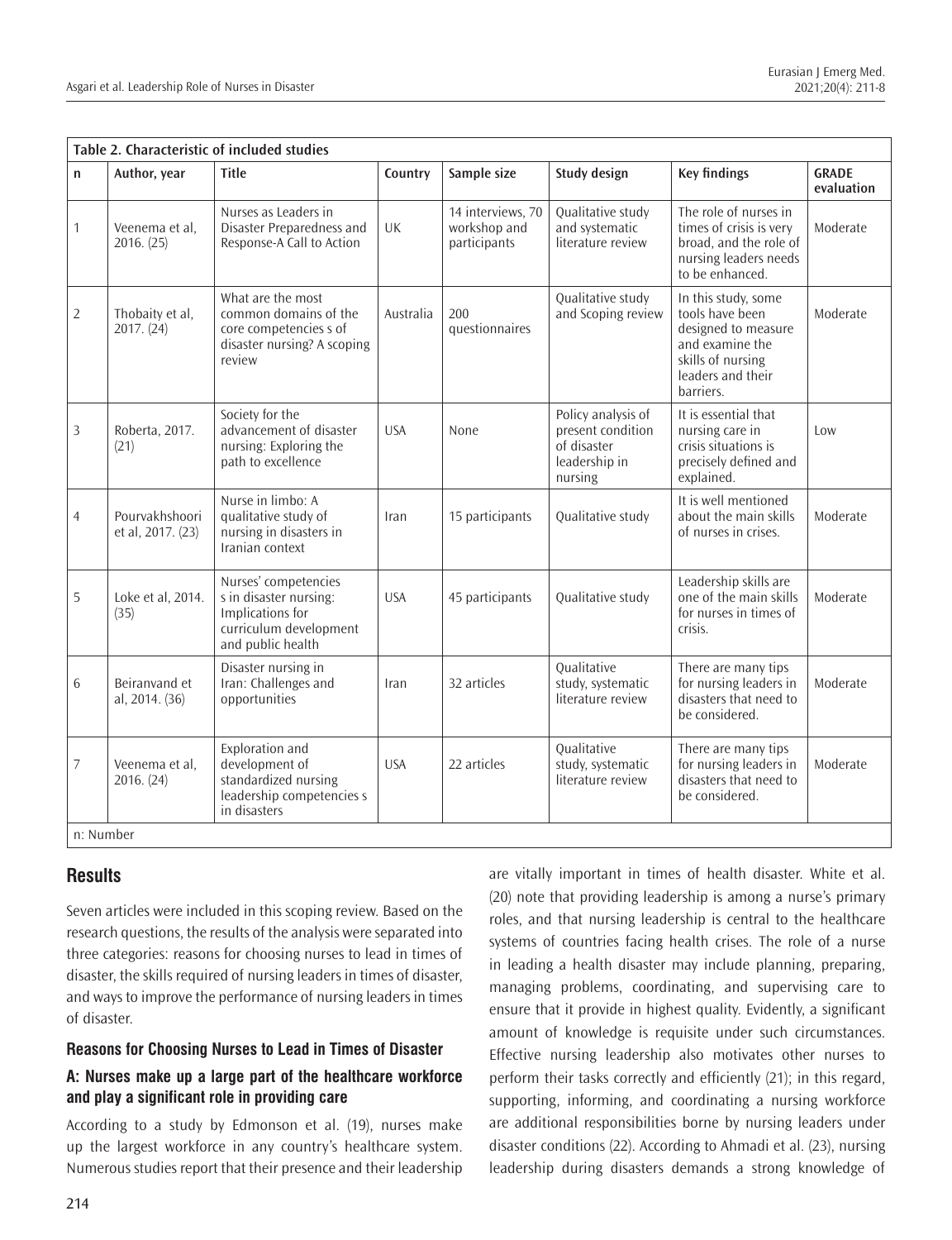**Table 2. Characteristic of included studies**

| n | Author, year | Title | Country | Sample size | Study design | Key findings | GRADE evaluation |
|---|---|---|---|---|---|---|---|
| 1 | Veenema et al, 2016. (25) | Nurses as Leaders in Disaster Preparedness and Response-A Call to Action | UK | 14 interviews, 70 workshop and participants | Qualitative study and systematic literature review | The role of nurses in times of crisis is very broad, and the role of nursing leaders needs to be enhanced. | Moderate |
| 2 | Thobaity et al, 2017. (24) | What are the most common domains of the core competencies s of disaster nursing? A scoping review | Australia | 200 questionnaires | Qualitative study and Scoping review | In this study, some tools have been designed to measure and examine the skills of nursing leaders and their barriers. | Moderate |
| 3 | Roberta, 2017. (21) | Society for the advancement of disaster nursing: Exploring the path to excellence | USA | None | Policy analysis of present condition of disaster leadership in nursing | It is essential that nursing care in crisis situations is precisely defined and explained. | Low |
| 4 | Pourvakhshoori et al, 2017. (23) | Nurse in limbo: A qualitative study of nursing in disasters in Iranian context | Iran | 15 participants | Qualitative study | It is well mentioned about the main skills of nurses in crises. | Moderate |
| 5 | Loke et al, 2014. (35) | Nurses' competencies s in disaster nursing: Implications for curriculum development and public health | USA | 45 participants | Qualitative study | Leadership skills are one of the main skills for nurses in times of crisis. | Moderate |
| 6 | Beiranvand et al, 2014. (36) | Disaster nursing in Iran: Challenges and opportunities | Iran | 32 articles | Qualitative study, systematic literature review | There are many tips for nursing leaders in disasters that need to be considered. | Moderate |
| 7 | Veenema et al, 2016. (24) | Exploration and development of standardized nursing leadership competencies s in disasters | USA | 22 articles | Qualitative study, systematic literature review | There are many tips for nursing leaders in disasters that need to be considered. | Moderate |

n: Number

## Results

Seven articles were included in this scoping review. Based on the research questions, the results of the analysis were separated into three categories: reasons for choosing nurses to lead in times of disaster, the skills required of nursing leaders in times of disaster, and ways to improve the performance of nursing leaders in times of disaster.

### Reasons for Choosing Nurses to Lead in Times of Disaster

#### A: Nurses make up a large part of the healthcare workforce and play a significant role in providing care

According to a study by Edmonson et al. (19), nurses make up the largest workforce in any country's healthcare system. Numerous studies report that their presence and their leadership are vitally important in times of health disaster. White et al. (20) note that providing leadership is among a nurse's primary roles, and that nursing leadership is central to the healthcare systems of countries facing health crises. The role of a nurse in leading a health disaster may include planning, preparing, managing problems, coordinating, and supervising care to ensure that it provide in highest quality. Evidently, a significant amount of knowledge is requisite under such circumstances. Effective nursing leadership also motivates other nurses to perform their tasks correctly and efficiently (21); in this regard, supporting, informing, and coordinating a nursing workforce are additional responsibilities borne by nursing leaders under disaster conditions (22). According to Ahmadi et al. (23), nursing leadership during disasters demands a strong knowledge of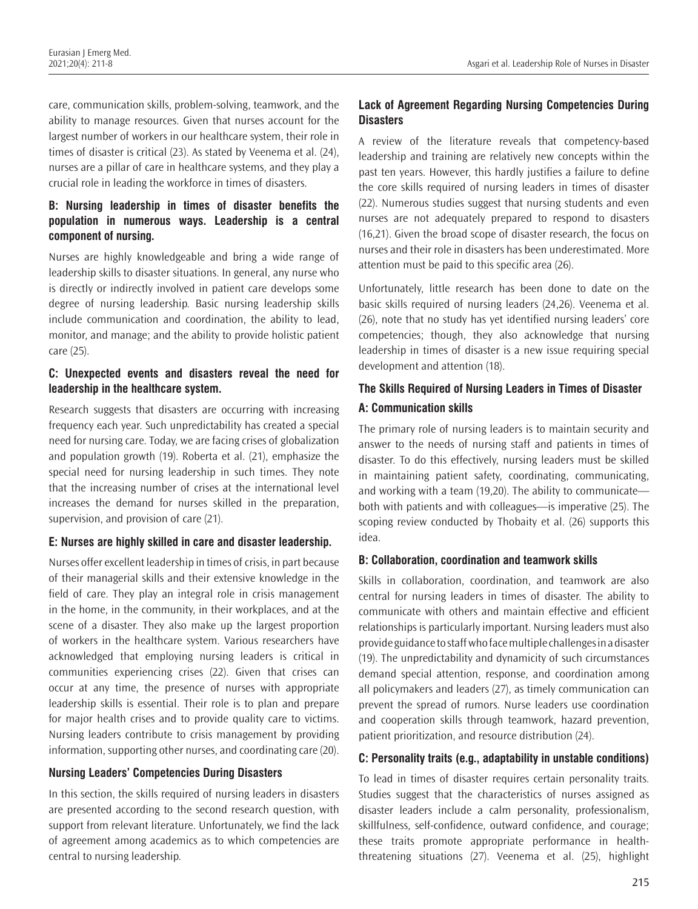care, communication skills, problem-solving, teamwork, and the ability to manage resources. Given that nurses account for the largest number of workers in our healthcare system, their role in times of disaster is critical (23). As stated by Veenema et al. (24), nurses are a pillar of care in healthcare systems, and they play a crucial role in leading the workforce in times of disasters.

### B: Nursing leadership in times of disaster benefits the population in numerous ways. Leadership is a central component of nursing.

Nurses are highly knowledgeable and bring a wide range of leadership skills to disaster situations. In general, any nurse who is directly or indirectly involved in patient care develops some degree of nursing leadership. Basic nursing leadership skills include communication and coordination, the ability to lead, monitor, and manage; and the ability to provide holistic patient care (25).

### C: Unexpected events and disasters reveal the need for leadership in the healthcare system.

Research suggests that disasters are occurring with increasing frequency each year. Such unpredictability has created a special need for nursing care. Today, we are facing crises of globalization and population growth (19). Roberta et al. (21), emphasize the special need for nursing leadership in such times. They note that the increasing number of crises at the international level increases the demand for nurses skilled in the preparation, supervision, and provision of care (21).

### E: Nurses are highly skilled in care and disaster leadership.

Nurses offer excellent leadership in times of crisis, in part because of their managerial skills and their extensive knowledge in the field of care. They play an integral role in crisis management in the home, in the community, in their workplaces, and at the scene of a disaster. They also make up the largest proportion of workers in the healthcare system. Various researchers have acknowledged that employing nursing leaders is critical in communities experiencing crises (22). Given that crises can occur at any time, the presence of nurses with appropriate leadership skills is essential. Their role is to plan and prepare for major health crises and to provide quality care to victims. Nursing leaders contribute to crisis management by providing information, supporting other nurses, and coordinating care (20).

## Nursing Leaders' Competencies During Disasters

In this section, the skills required of nursing leaders in disasters are presented according to the second research question, with support from relevant literature. Unfortunately, we find the lack of agreement among academics as to which competencies are central to nursing leadership.

### Lack of Agreement Regarding Nursing Competencies During Disasters

A review of the literature reveals that competency-based leadership and training are relatively new concepts within the past ten years. However, this hardly justifies a failure to define the core skills required of nursing leaders in times of disaster (22). Numerous studies suggest that nursing students and even nurses are not adequately prepared to respond to disasters (16,21). Given the broad scope of disaster research, the focus on nurses and their role in disasters has been underestimated. More attention must be paid to this specific area (26).

Unfortunately, little research has been done to date on the basic skills required of nursing leaders (24,26). Veenema et al. (26), note that no study has yet identified nursing leaders' core competencies; though, they also acknowledge that nursing leadership in times of disaster is a new issue requiring special development and attention (18).

## The Skills Required of Nursing Leaders in Times of Disaster

### A: Communication skills

The primary role of nursing leaders is to maintain security and answer to the needs of nursing staff and patients in times of disaster. To do this effectively, nursing leaders must be skilled in maintaining patient safety, coordinating, communicating, and working with a team (19,20). The ability to communicate—both with patients and with colleagues—is imperative (25). The scoping review conducted by Thobaity et al. (26) supports this idea.

### B: Collaboration, coordination and teamwork skills

Skills in collaboration, coordination, and teamwork are also central for nursing leaders in times of disaster. The ability to communicate with others and maintain effective and efficient relationships is particularly important. Nursing leaders must also provide guidance to staff who face multiple challenges in a disaster (19). The unpredictability and dynamicity of such circumstances demand special attention, response, and coordination among all policymakers and leaders (27), as timely communication can prevent the spread of rumors. Nurse leaders use coordination and cooperation skills through teamwork, hazard prevention, patient prioritization, and resource distribution (24).

### C: Personality traits (e.g., adaptability in unstable conditions)

To lead in times of disaster requires certain personality traits. Studies suggest that the characteristics of nurses assigned as disaster leaders include a calm personality, professionalism, skillfulness, self-confidence, outward confidence, and courage; these traits promote appropriate performance in health-threatening situations (27). Veenema et al. (25), highlight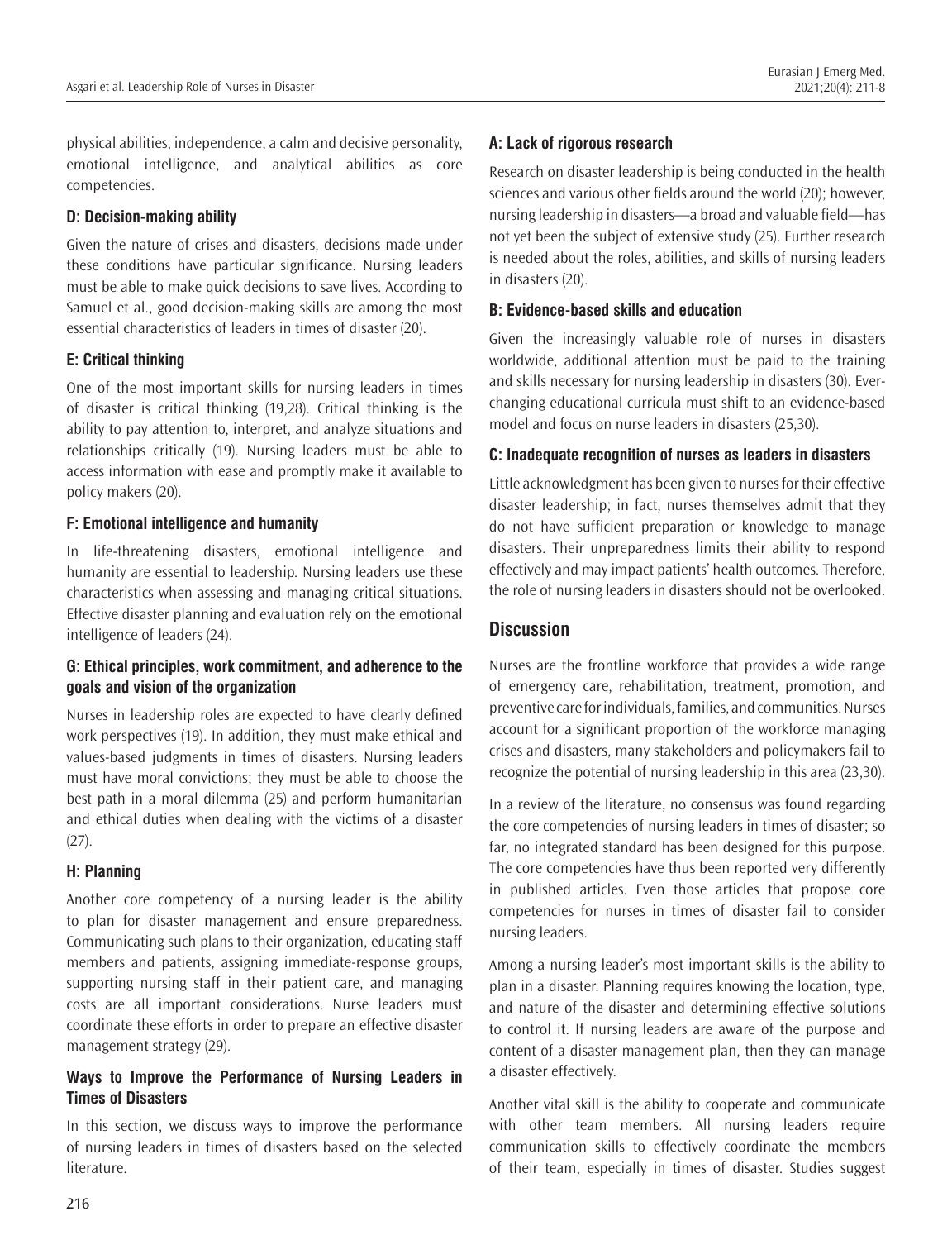physical abilities, independence, a calm and decisive personality, emotional intelligence, and analytical abilities as core competencies.

### D: Decision-making ability

Given the nature of crises and disasters, decisions made under these conditions have particular significance. Nursing leaders must be able to make quick decisions to save lives. According to Samuel et al., good decision-making skills are among the most essential characteristics of leaders in times of disaster (20).

### E: Critical thinking

One of the most important skills for nursing leaders in times of disaster is critical thinking (19,28). Critical thinking is the ability to pay attention to, interpret, and analyze situations and relationships critically (19). Nursing leaders must be able to access information with ease and promptly make it available to policy makers (20).

### F: Emotional intelligence and humanity

In life-threatening disasters, emotional intelligence and humanity are essential to leadership. Nursing leaders use these characteristics when assessing and managing critical situations. Effective disaster planning and evaluation rely on the emotional intelligence of leaders (24).

### G: Ethical principles, work commitment, and adherence to the goals and vision of the organization

Nurses in leadership roles are expected to have clearly defined work perspectives (19). In addition, they must make ethical and values-based judgments in times of disasters. Nursing leaders must have moral convictions; they must be able to choose the best path in a moral dilemma (25) and perform humanitarian and ethical duties when dealing with the victims of a disaster (27).

### H: Planning

Another core competency of a nursing leader is the ability to plan for disaster management and ensure preparedness. Communicating such plans to their organization, educating staff members and patients, assigning immediate-response groups, supporting nursing staff in their patient care, and managing costs are all important considerations. Nurse leaders must coordinate these efforts in order to prepare an effective disaster management strategy (29).

### Ways to Improve the Performance of Nursing Leaders in Times of Disasters

In this section, we discuss ways to improve the performance of nursing leaders in times of disasters based on the selected literature.

### A: Lack of rigorous research

Research on disaster leadership is being conducted in the health sciences and various other fields around the world (20); however, nursing leadership in disasters—a broad and valuable field—has not yet been the subject of extensive study (25). Further research is needed about the roles, abilities, and skills of nursing leaders in disasters (20).

### B: Evidence-based skills and education

Given the increasingly valuable role of nurses in disasters worldwide, additional attention must be paid to the training and skills necessary for nursing leadership in disasters (30). Ever-changing educational curricula must shift to an evidence-based model and focus on nurse leaders in disasters (25,30).

### C: Inadequate recognition of nurses as leaders in disasters

Little acknowledgment has been given to nurses for their effective disaster leadership; in fact, nurses themselves admit that they do not have sufficient preparation or knowledge to manage disasters. Their unpreparedness limits their ability to respond effectively and may impact patients' health outcomes. Therefore, the role of nursing leaders in disasters should not be overlooked.

## Discussion

Nurses are the frontline workforce that provides a wide range of emergency care, rehabilitation, treatment, promotion, and preventive care for individuals, families, and communities. Nurses account for a significant proportion of the workforce managing crises and disasters, many stakeholders and policymakers fail to recognize the potential of nursing leadership in this area (23,30).

In a review of the literature, no consensus was found regarding the core competencies of nursing leaders in times of disaster; so far, no integrated standard has been designed for this purpose. The core competencies have thus been reported very differently in published articles. Even those articles that propose core competencies for nurses in times of disaster fail to consider nursing leaders.

Among a nursing leader's most important skills is the ability to plan in a disaster. Planning requires knowing the location, type, and nature of the disaster and determining effective solutions to control it. If nursing leaders are aware of the purpose and content of a disaster management plan, then they can manage a disaster effectively.

Another vital skill is the ability to cooperate and communicate with other team members. All nursing leaders require communication skills to effectively coordinate the members of their team, especially in times of disaster. Studies suggest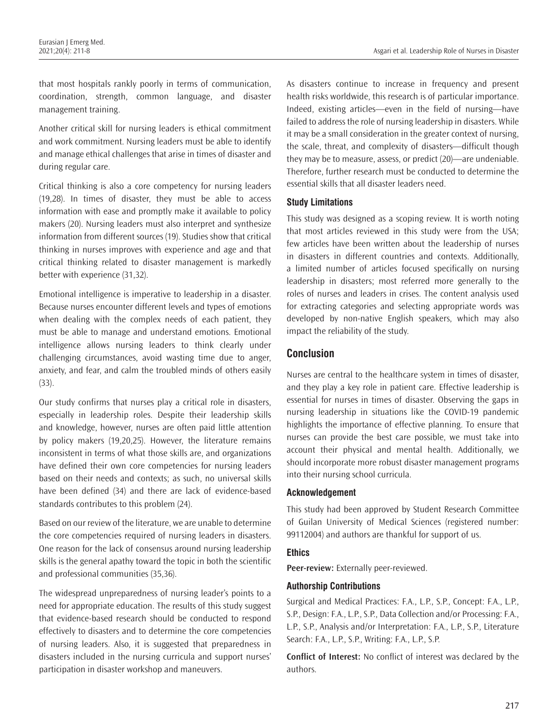that most hospitals rankly poorly in terms of communication, coordination, strength, common language, and disaster management training.

Another critical skill for nursing leaders is ethical commitment and work commitment. Nursing leaders must be able to identify and manage ethical challenges that arise in times of disaster and during regular care.

Critical thinking is also a core competency for nursing leaders (19,28). In times of disaster, they must be able to access information with ease and promptly make it available to policy makers (20). Nursing leaders must also interpret and synthesize information from different sources (19). Studies show that critical thinking in nurses improves with experience and age and that critical thinking related to disaster management is markedly better with experience (31,32).

Emotional intelligence is imperative to leadership in a disaster. Because nurses encounter different levels and types of emotions when dealing with the complex needs of each patient, they must be able to manage and understand emotions. Emotional intelligence allows nursing leaders to think clearly under challenging circumstances, avoid wasting time due to anger, anxiety, and fear, and calm the troubled minds of others easily (33).

Our study confirms that nurses play a critical role in disasters, especially in leadership roles. Despite their leadership skills and knowledge, however, nurses are often paid little attention by policy makers (19,20,25). However, the literature remains inconsistent in terms of what those skills are, and organizations have defined their own core competencies for nursing leaders based on their needs and contexts; as such, no universal skills have been defined (34) and there are lack of evidence-based standards contributes to this problem (24).

Based on our review of the literature, we are unable to determine the core competencies required of nursing leaders in disasters. One reason for the lack of consensus around nursing leadership skills is the general apathy toward the topic in both the scientific and professional communities (35,36).

The widespread unpreparedness of nursing leader's points to a need for appropriate education. The results of this study suggest that evidence-based research should be conducted to respond effectively to disasters and to determine the core competencies of nursing leaders. Also, it is suggested that preparedness in disasters included in the nursing curricula and support nurses' participation in disaster workshop and maneuvers.

As disasters continue to increase in frequency and present health risks worldwide, this research is of particular importance. Indeed, existing articles—even in the field of nursing—have failed to address the role of nursing leadership in disasters. While it may be a small consideration in the greater context of nursing, the scale, threat, and complexity of disasters—difficult though they may be to measure, assess, or predict (20)—are undeniable. Therefore, further research must be conducted to determine the essential skills that all disaster leaders need.

### Study Limitations

This study was designed as a scoping review. It is worth noting that most articles reviewed in this study were from the USA; few articles have been written about the leadership of nurses in disasters in different countries and contexts. Additionally, a limited number of articles focused specifically on nursing leadership in disasters; most referred more generally to the roles of nurses and leaders in crises. The content analysis used for extracting categories and selecting appropriate words was developed by non-native English speakers, which may also impact the reliability of the study.

## Conclusion

Nurses are central to the healthcare system in times of disaster, and they play a key role in patient care. Effective leadership is essential for nurses in times of disaster. Observing the gaps in nursing leadership in situations like the COVID-19 pandemic highlights the importance of effective planning. To ensure that nurses can provide the best care possible, we must take into account their physical and mental health. Additionally, we should incorporate more robust disaster management programs into their nursing school curricula.

### Acknowledgement

This study had been approved by Student Research Committee of Guilan University of Medical Sciences (registered number: 99112004) and authors are thankful for support of us.

### Ethics

**Peer-review:** Externally peer-reviewed.

### Authorship Contributions

Surgical and Medical Practices: F.A., L.P., S.P., Concept: F.A., L.P., S.P., Design: F.A., L.P., S.P., Data Collection and/or Processing: F.A., L.P., S.P., Analysis and/or Interpretation: F.A., L.P., S.P., Literature Search: F.A., L.P., S.P., Writing: F.A., L.P., S.P.

**Conflict of Interest:** No conflict of interest was declared by the authors.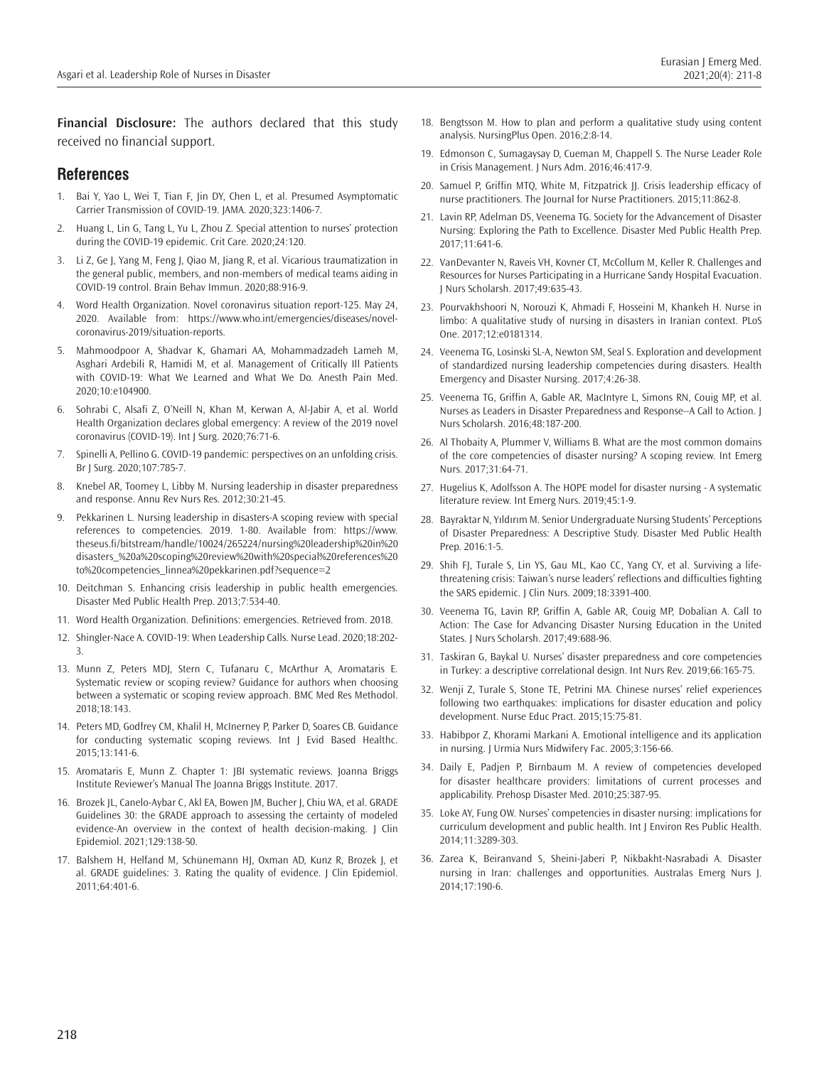**Financial Disclosure:** The authors declared that this study received no financial support.

## References

1. Bai Y, Yao L, Wei T, Tian F, Jin DY, Chen L, et al. Presumed Asymptomatic Carrier Transmission of COVID-19. JAMA. 2020;323:1406-7.
2. Huang L, Lin G, Tang L, Yu L, Zhou Z. Special attention to nurses' protection during the COVID-19 epidemic. Crit Care. 2020;24:120.
3. Li Z, Ge J, Yang M, Feng J, Qiao M, Jiang R, et al. Vicarious traumatization in the general public, members, and non-members of medical teams aiding in COVID-19 control. Brain Behav Immun. 2020;88:916-9.
4. Word Health Organization. Novel coronavirus situation report-125. May 24, 2020. Available from: https://www.who.int/emergencies/diseases/novel-coronavirus-2019/situation-reports.
5. Mahmoodpoor A, Shadvar K, Ghamari AA, Mohammadzadeh Lameh M, Asghari Ardebili R, Hamidi M, et al. Management of Critically Ill Patients with COVID-19: What We Learned and What We Do. Anesth Pain Med. 2020;10:e104900.
6. Sohrabi C, Alsafi Z, O'Neill N, Khan M, Kerwan A, Al-Jabir A, et al. World Health Organization declares global emergency: A review of the 2019 novel coronavirus (COVID-19). Int J Surg. 2020;76:71-6.
7. Spinelli A, Pellino G. COVID-19 pandemic: perspectives on an unfolding crisis. Br J Surg. 2020;107:785-7.
8. Knebel AR, Toomey L, Libby M. Nursing leadership in disaster preparedness and response. Annu Rev Nurs Res. 2012;30:21-45.
9. Pekkarinen L. Nursing leadership in disasters-A scoping review with special references to competencies. 2019. 1-80. Available from: https://www.theseus.fi/bitstream/handle/10024/265224/nursing%20leadership%20in%20disasters_%20a%20scoping%20review%20with%20special%20references%20to%20competencies_linnea%20pekkarinen.pdf?sequence=2
10. Deitchman S. Enhancing crisis leadership in public health emergencies. Disaster Med Public Health Prep. 2013;7:534-40.
11. Word Health Organization. Definitions: emergencies. Retrieved from. 2018.
12. Shingler-Nace A. COVID-19: When Leadership Calls. Nurse Lead. 2020;18:202-3.
13. Munn Z, Peters MDJ, Stern C, Tufanaru C, McArthur A, Aromataris E. Systematic review or scoping review? Guidance for authors when choosing between a systematic or scoping review approach. BMC Med Res Methodol. 2018;18:143.
14. Peters MD, Godfrey CM, Khalil H, McInerney P, Parker D, Soares CB. Guidance for conducting systematic scoping reviews. Int J Evid Based Healthc. 2015;13:141-6.
15. Aromataris E, Munn Z. Chapter 1: JBI systematic reviews. Joanna Briggs Institute Reviewer's Manual The Joanna Briggs Institute. 2017.
16. Brozek JL, Canelo-Aybar C, Akl EA, Bowen JM, Bucher J, Chiu WA, et al. GRADE Guidelines 30: the GRADE approach to assessing the certainty of modeled evidence-An overview in the context of health decision-making. J Clin Epidemiol. 2021;129:138-50.
17. Balshem H, Helfand M, Schünemann HJ, Oxman AD, Kunz R, Brozek J, et al. GRADE guidelines: 3. Rating the quality of evidence. J Clin Epidemiol. 2011;64:401-6.
18. Bengtsson M. How to plan and perform a qualitative study using content analysis. NursingPlus Open. 2016;2:8-14.
19. Edmonson C, Sumagaysay D, Cueman M, Chappell S. The Nurse Leader Role in Crisis Management. J Nurs Adm. 2016;46:417-9.
20. Samuel P, Griffin MTQ, White M, Fitzpatrick JJ. Crisis leadership efficacy of nurse practitioners. The Journal for Nurse Practitioners. 2015;11:862-8.
21. Lavin RP, Adelman DS, Veenema TG. Society for the Advancement of Disaster Nursing: Exploring the Path to Excellence. Disaster Med Public Health Prep. 2017;11:641-6.
22. VanDevanter N, Raveis VH, Kovner CT, McCollum M, Keller R. Challenges and Resources for Nurses Participating in a Hurricane Sandy Hospital Evacuation. J Nurs Scholarsh. 2017;49:635-43.
23. Pourvakhshoori N, Norouzi K, Ahmadi F, Hosseini M, Khankeh H. Nurse in limbo: A qualitative study of nursing in disasters in Iranian context. PLoS One. 2017;12:e0181314.
24. Veenema TG, Losinski SL-A, Newton SM, Seal S. Exploration and development of standardized nursing leadership competencies during disasters. Health Emergency and Disaster Nursing. 2017;4:26-38.
25. Veenema TG, Griffin A, Gable AR, MacIntyre L, Simons RN, Couig MP, et al. Nurses as Leaders in Disaster Preparedness and Response--A Call to Action. J Nurs Scholarsh. 2016;48:187-200.
26. Al Thobaity A, Plummer V, Williams B. What are the most common domains of the core competencies of disaster nursing? A scoping review. Int Emerg Nurs. 2017;31:64-71.
27. Hugelius K, Adolfsson A. The HOPE model for disaster nursing - A systematic literature review. Int Emerg Nurs. 2019;45:1-9.
28. Bayraktar N, Yıldırım M. Senior Undergraduate Nursing Students' Perceptions of Disaster Preparedness: A Descriptive Study. Disaster Med Public Health Prep. 2016:1-5.
29. Shih FJ, Turale S, Lin YS, Gau ML, Kao CC, Yang CY, et al. Surviving a life-threatening crisis: Taiwan's nurse leaders' reflections and difficulties fighting the SARS epidemic. J Clin Nurs. 2009;18:3391-400.
30. Veenema TG, Lavin RP, Griffin A, Gable AR, Couig MP, Dobalian A. Call to Action: The Case for Advancing Disaster Nursing Education in the United States. J Nurs Scholarsh. 2017;49:688-96.
31. Taskiran G, Baykal U. Nurses' disaster preparedness and core competencies in Turkey: a descriptive correlational design. Int Nurs Rev. 2019;66:165-75.
32. Wenji Z, Turale S, Stone TE, Petrini MA. Chinese nurses' relief experiences following two earthquakes: implications for disaster education and policy development. Nurse Educ Pract. 2015;15:75-81.
33. Habibpor Z, Khorami Markani A. Emotional intelligence and its application in nursing. J Urmia Nurs Midwifery Fac. 2005;3:156-66.
34. Daily E, Padjen P, Birnbaum M. A review of competencies developed for disaster healthcare providers: limitations of current processes and applicability. Prehosp Disaster Med. 2010;25:387-95.
35. Loke AY, Fung OW. Nurses' competencies in disaster nursing: implications for curriculum development and public health. Int J Environ Res Public Health. 2014;11:3289-303.
36. Zarea K, Beiranvand S, Sheini-Jaberi P, Nikbakht-Nasrabadi A. Disaster nursing in Iran: challenges and opportunities. Australas Emerg Nurs J. 2014;17:190-6.